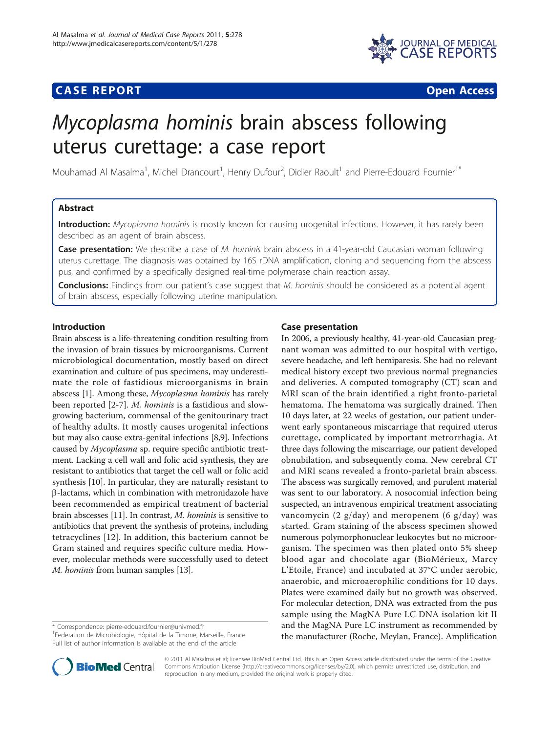**CASE REPORT** **Open Access**

# *Mycoplasma hominis* brain abscess following uterus curettage: a case report

Mouhamad Al Masalma[1], Michel Drancourt[1], Henry Dufour[2], Didier Raoult[1] and Pierre-Edouard Fournier[1*]

## Abstract

**Introduction:** *Mycoplasma hominis* is mostly known for causing urogenital infections. However, it has rarely been described as an agent of brain abscess.

**Case presentation:** We describe a case of *M. hominis* brain abscess in a 41-year-old Caucasian woman following uterus curettage. The diagnosis was obtained by 16S rDNA amplification, cloning and sequencing from the abscess pus, and confirmed by a specifically designed real-time polymerase chain reaction assay.

**Conclusions:** Findings from our patient's case suggest that *M. hominis* should be considered as a potential agent of brain abscess, especially following uterine manipulation.

## Introduction

Brain abscess is a life-threatening condition resulting from the invasion of brain tissues by microorganisms. Current microbiological documentation, mostly based on direct examination and culture of pus specimens, may underestimate the role of fastidious microorganisms in brain abscess [1]. Among these, *Mycoplasma hominis* has rarely been reported [2-7]. *M. hominis* is a fastidious and slow-growing bacterium, commensal of the genitourinary tract of healthy adults. It mostly causes urogenital infections but may also cause extra-genital infections [8,9]. Infections caused by *Mycoplasma* sp. require specific antibiotic treatment. Lacking a cell wall and folic acid synthesis, they are resistant to antibiotics that target the cell wall or folic acid synthesis [10]. In particular, they are naturally resistant to β-lactams, which in combination with metronidazole have been recommended as empirical treatment of bacterial brain abscesses [11]. In contrast, *M. hominis* is sensitive to antibiotics that prevent the synthesis of proteins, including tetracyclines [12]. In addition, this bacterium cannot be Gram stained and requires specific culture media. However, molecular methods were successfully used to detect *M. hominis* from human samples [13].

## Case presentation

In 2006, a previously healthy, 41-year-old Caucasian pregnant woman was admitted to our hospital with vertigo, severe headache, and left hemiparesis. She had no relevant medical history except two previous normal pregnancies and deliveries. A computed tomography (CT) scan and MRI scan of the brain identified a right fronto-parietal hematoma. The hematoma was surgically drained. Then 10 days later, at 22 weeks of gestation, our patient underwent early spontaneous miscarriage that required uterus curettage, complicated by important metrorrhagia. At three days following the miscarriage, our patient developed obnubilation, and subsequently coma. New cerebral CT and MRI scans revealed a fronto-parietal brain abscess. The abscess was surgically removed, and purulent material was sent to our laboratory. A nosocomial infection being suspected, an intravenous empirical treatment associating vancomycin (2 g/day) and meropenem (6 g/day) was started. Gram staining of the abscess specimen showed numerous polymorphonuclear leukocytes but no microorganism. The specimen was then plated onto 5% sheep blood agar and chocolate agar (BioMérieux, Marcy L'Etoile, France) and incubated at 37°C under aerobic, anaerobic, and microaerophilic conditions for 10 days. Plates were examined daily but no growth was observed. For molecular detection, DNA was extracted from the pus sample using the MagNA Pure LC DNA isolation kit II and the MagNA Pure LC instrument as recommended by the manufacturer (Roche, Meylan, France). Amplification

\* Correspondence: pierre-edouard.fournier@univmed.fr
[1]Federation de Microbiologie, Hôpital de la Timone, Marseille, France
Full list of author information is available at the end of the article

© 2011 Al Masalma et al; licensee BioMed Central Ltd. This is an Open Access article distributed under the terms of the Creative Commons Attribution License (http://creativecommons.org/licenses/by/2.0), which permits unrestricted use, distribution, and reproduction in any medium, provided the original work is properly cited.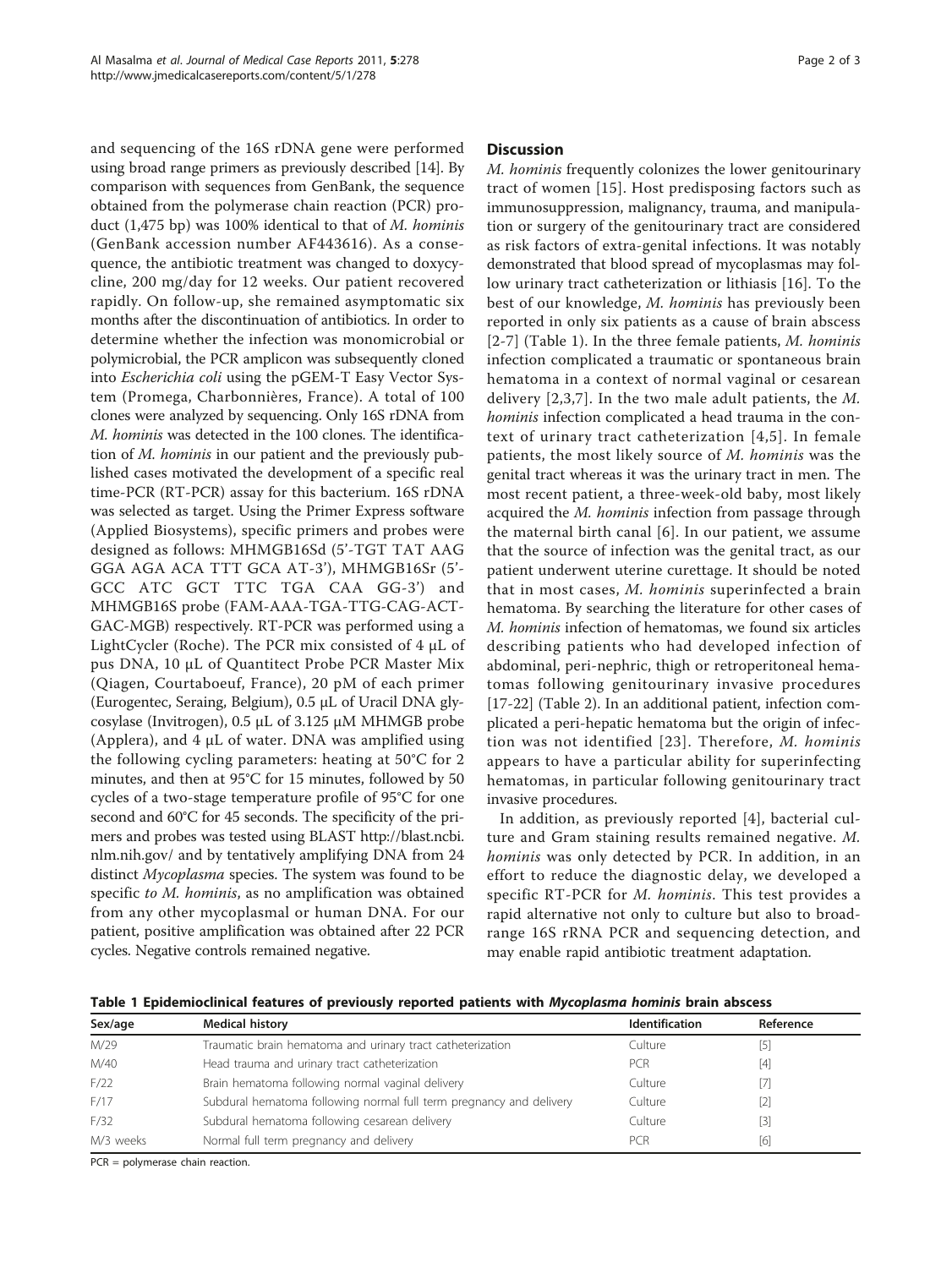and sequencing of the 16S rDNA gene were performed using broad range primers as previously described [14]. By comparison with sequences from GenBank, the sequence obtained from the polymerase chain reaction (PCR) product (1,475 bp) was 100% identical to that of *M. hominis* (GenBank accession number AF443616). As a consequence, the antibiotic treatment was changed to doxycycline, 200 mg/day for 12 weeks. Our patient recovered rapidly. On follow-up, she remained asymptomatic six months after the discontinuation of antibiotics. In order to determine whether the infection was monomicrobial or polymicrobial, the PCR amplicon was subsequently cloned into *Escherichia coli* using the pGEM-T Easy Vector System (Promega, Charbonnières, France). A total of 100 clones were analyzed by sequencing. Only 16S rDNA from *M. hominis* was detected in the 100 clones. The identification of *M. hominis* in our patient and the previously published cases motivated the development of a specific real time-PCR (RT-PCR) assay for this bacterium. 16S rDNA was selected as target. Using the Primer Express software (Applied Biosystems), specific primers and probes were designed as follows: MHMGB16Sd (5'-TGT TAT AAG GGA AGA ACA TTT GCA AT-3'), MHMGB16Sr (5'-GCC ATC GCT TTC TGA CAA GG-3') and MHMGB16S probe (FAM-AAA-TGA-TTG-CAG-ACT-GAC-MGB) respectively. RT-PCR was performed using a LightCycler (Roche). The PCR mix consisted of 4 μL of pus DNA, 10 μL of Quantitect Probe PCR Master Mix (Qiagen, Courtaboeuf, France), 20 pM of each primer (Eurogentec, Seraing, Belgium), 0.5 μL of Uracil DNA glycosylase (Invitrogen), 0.5 μL of 3.125 μM MHMGB probe (Applera), and 4 μL of water. DNA was amplified using the following cycling parameters: heating at 50°C for 2 minutes, and then at 95°C for 15 minutes, followed by 50 cycles of a two-stage temperature profile of 95°C for one second and 60°C for 45 seconds. The specificity of the primers and probes was tested using BLAST http://blast.ncbi.nlm.nih.gov/ and by tentatively amplifying DNA from 24 distinct *Mycoplasma* species. The system was found to be specific *to M. hominis*, as no amplification was obtained from any other mycoplasmal or human DNA. For our patient, positive amplification was obtained after 22 PCR cycles. Negative controls remained negative.

## Discussion

*M. hominis* frequently colonizes the lower genitourinary tract of women [15]. Host predisposing factors such as immunosuppression, malignancy, trauma, and manipulation or surgery of the genitourinary tract are considered as risk factors of extra-genital infections. It was notably demonstrated that blood spread of mycoplasmas may follow urinary tract catheterization or lithiasis [16]. To the best of our knowledge, *M. hominis* has previously been reported in only six patients as a cause of brain abscess [2-7] (Table 1). In the three female patients, *M. hominis* infection complicated a traumatic or spontaneous brain hematoma in a context of normal vaginal or cesarean delivery [2,3,7]. In the two male adult patients, the *M. hominis* infection complicated a head trauma in the context of urinary tract catheterization [4,5]. In female patients, the most likely source of *M. hominis* was the genital tract whereas it was the urinary tract in men. The most recent patient, a three-week-old baby, most likely acquired the *M. hominis* infection from passage through the maternal birth canal [6]. In our patient, we assume that the source of infection was the genital tract, as our patient underwent uterine curettage. It should be noted that in most cases, *M. hominis* superinfected a brain hematoma. By searching the literature for other cases of *M. hominis* infection of hematomas, we found six articles describing patients who had developed infection of abdominal, peri-nephric, thigh or retroperitoneal hematomas following genitourinary invasive procedures [17-22] (Table 2). In an additional patient, infection complicated a peri-hepatic hematoma but the origin of infection was not identified [23]. Therefore, *M. hominis* appears to have a particular ability for superinfecting hematomas, in particular following genitourinary tract invasive procedures.

In addition, as previously reported [4], bacterial culture and Gram staining results remained negative. *M. hominis* was only detected by PCR. In addition, in an effort to reduce the diagnostic delay, we developed a specific RT-PCR for *M. hominis*. This test provides a rapid alternative not only to culture but also to broad-range 16S rRNA PCR and sequencing detection, and may enable rapid antibiotic treatment adaptation.

**Table 1 Epidemioclinical features of previously reported patients with *Mycoplasma hominis* brain abscess**

| Sex/age | Medical history | Identification | Reference |
|---|---|---|---|
| M/29 | Traumatic brain hematoma and urinary tract catheterization | Culture | [5] |
| M/40 | Head trauma and urinary tract catheterization | PCR | [4] |
| F/22 | Brain hematoma following normal vaginal delivery | Culture | [7] |
| F/17 | Subdural hematoma following normal full term pregnancy and delivery | Culture | [2] |
| F/32 | Subdural hematoma following cesarean delivery | Culture | [3] |
| M/3 weeks | Normal full term pregnancy and delivery | PCR | [6] |

PCR = polymerase chain reaction.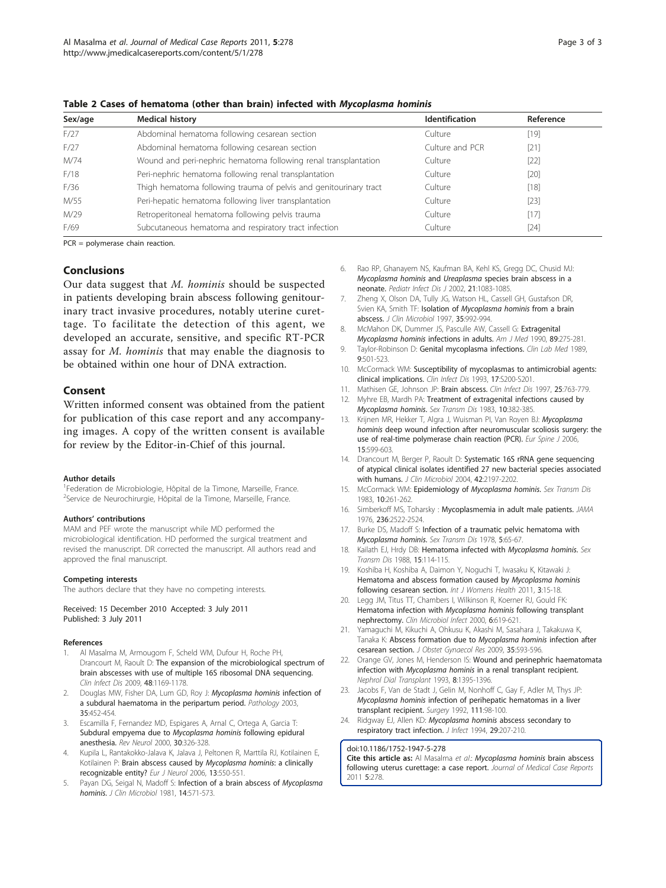**Table 2 Cases of hematoma (other than brain) infected with *Mycoplasma hominis***

| Sex/age | Medical history | Identification | Reference |
| --- | --- | --- | --- |
| F/27 | Abdominal hematoma following cesarean section | Culture | [19] |
| F/27 | Abdominal hematoma following cesarean section | Culture and PCR | [21] |
| M/74 | Wound and peri-nephric hematoma following renal transplantation | Culture | [22] |
| F/18 | Peri-nephric hematoma following renal transplantation | Culture | [20] |
| F/36 | Thigh hematoma following trauma of pelvis and genitourinary tract | Culture | [18] |
| M/55 | Peri-hepatic hematoma following liver transplantation | Culture | [23] |
| M/29 | Retroperitoneal hematoma following pelvis trauma | Culture | [17] |
| F/69 | Subcutaneous hematoma and respiratory tract infection | Culture | [24] |

PCR = polymerase chain reaction.

## Conclusions

Our data suggest that *M. hominis* should be suspected in patients developing brain abscess following genitourinary tract invasive procedures, notably uterine curettage. To facilitate the detection of this agent, we developed an accurate, sensitive, and specific RT-PCR assay for *M. hominis* that may enable the diagnosis to be obtained within one hour of DNA extraction.

## Consent

Written informed consent was obtained from the patient for publication of this case report and any accompanying images. A copy of the written consent is available for review by the Editor-in-Chief of this journal.

#### Author details

[1]Federation de Microbiologie, Hôpital de la Timone, Marseille, France. [2]Service de Neurochirurgie, Hôpital de la Timone, Marseille, France.

#### Authors' contributions

MAM and PEF wrote the manuscript while MD performed the microbiological identification. HD performed the surgical treatment and revised the manuscript. DR corrected the manuscript. All authors read and approved the final manuscript.

#### Competing interests

The authors declare that they have no competing interests.

Received: 15 December 2010 Accepted: 3 July 2011
Published: 3 July 2011

#### References

1. Al Masalma M, Armougom F, Scheld WM, Dufour H, Roche PH, Drancourt M, Raoult D: **The expansion of the microbiological spectrum of brain abscesses with use of multiple 16S ribosomal DNA sequencing.** *Clin Infect Dis* 2009, **48**:1169-1178.
2. Douglas MW, Fisher DA, Lum GD, Roy J: ***Mycoplasma hominis* infection of a subdural haematoma in the peripartum period.** *Pathology* 2003, **35**:452-454.
3. Escamilla F, Fernandez MD, Espigares A, Arnal C, Ortega A, Garcia T: **Subdural empyema due to *Mycoplasma hominis* following epidural anesthesia.** *Rev Neurol* 2000, **30**:326-328.
4. Kupila L, Rantakokko-Jalava K, Jalava J, Peltonen R, Marttila RJ, Kotilainen E, Kotilainen P: **Brain abscess caused by *Mycoplasma hominis*: a clinically recognizable entity?** *Eur J Neurol* 2006, **13**:550-551.
5. Payan DG, Seigal N, Madoff S: **Infection of a brain abscess of *Mycoplasma hominis*.** *J Clin Microbiol* 1981, **14**:571-573.
6. Rao RP, Ghanayem NS, Kaufman BA, Kehl KS, Gregg DC, Chusid MJ: ***Mycoplasma hominis* and *Ureaplasma* species brain abscess in a neonate.** *Pediatr Infect Dis J* 2002, **21**:1083-1085.
7. Zheng X, Olson DA, Tully JG, Watson HL, Cassell GH, Gustafson DR, Svien KA, Smith TF: **Isolation of *Mycoplasma hominis* from a brain abscess.** *J Clin Microbiol* 1997, **35**:992-994.
8. McMahon DK, Dummer JS, Pasculle AW, Cassell G: **Extragenital *Mycoplasma hominis* infections in adults.** *Am J Med* 1990, **89**:275-281.
9. Taylor-Robinson D: **Genital mycoplasma infections.** *Clin Lab Med* 1989, **9**:501-523.
10. McCormack WM: **Susceptibility of mycoplasmas to antimicrobial agents: clinical implications.** *Clin Infect Dis* 1993, **17**:S200-S201.
11. Mathisen GE, Johnson JP: **Brain abscess.** *Clin Infect Dis* 1997, **25**:763-779.
12. Myhre EB, Mardh PA: **Treatment of extragenital infections caused by *Mycoplasma hominis*.** *Sex Transm Dis* 1983, **10**:382-385.
13. Krijnen MR, Hekker T, Algra J, Wuisman PI, Van Royen BJ: ***Mycoplasma hominis* deep wound infection after neuromuscular scoliosis surgery: the use of real-time polymerase chain reaction (PCR).** *Eur Spine J* 2006, **15**:599-603.
14. Drancourt M, Berger P, Raoult D: **Systematic 16S rRNA gene sequencing of atypical clinical isolates identified 27 new bacterial species associated with humans.** *J Clin Microbiol* 2004, **42**:2197-2202.
15. McCormack WM: **Epidemiology of *Mycoplasma hominis*.** *Sex Transm Dis* 1983, **10**:261-262.
16. Simberkoff MS, Toharsky : **Mycoplasmemia in adult male patients.** *JAMA* 1976, **236**:2522-2524.
17. Burke DS, Madoff S: **Infection of a traumatic pelvic hematoma with *Mycoplasma hominis*.** *Sex Transm Dis* 1978, **5**:65-67.
18. Kailath EJ, Hrdy DB: **Hematoma infected with *Mycoplasma hominis*.** *Sex Transm Dis* 1988, **15**:114-115.
19. Koshiba H, Koshiba A, Daimon Y, Noguchi T, Iwasaku K, Kitawaki J: **Hematoma and abscess formation caused by *Mycoplasma hominis* following cesarean section.** *Int J Womens Health* 2011, **3**:15-18.
20. Legg JM, Titus TT, Chambers I, Wilkinson R, Koerner RJ, Gould FK: **Hematoma infection with *Mycoplasma hominis* following transplant nephrectomy.** *Clin Microbiol Infect* 2000, **6**:619-621.
21. Yamaguchi M, Kikuchi A, Ohkusu K, Akashi M, Sasahara J, Takakuwa K, Tanaka K: **Abscess formation due to *Mycoplasma hominis* infection after cesarean section.** *J Obstet Gynaecol Res* 2009, **35**:593-596.
22. Orange GV, Jones M, Henderson IS: **Wound and perinephric haematomata infection with *Mycoplasma hominis* in a renal transplant recipient.** *Nephrol Dial Transplant* 1993, **8**:1395-1396.
23. Jacobs F, Van de Stadt J, Gelin M, Nonhoff C, Gay F, Adler M, Thys JP: ***Mycoplasma hominis* infection of perihepatic hematomas in a liver transplant recipient.** *Surgery* 1992, **111**:98-100.
24. Ridgway EJ, Allen KD: ***Mycoplasma hominis* abscess secondary to respiratory tract infection.** *J Infect* 1994, **29**:207-210.

doi:10.1186/1752-1947-5-278

**Cite this article as:** Al Masalma *et al.*: *Mycoplasma hominis* brain abscess following uterus curettage: a case report. *Journal of Medical Case Reports* 2011 **5**:278.